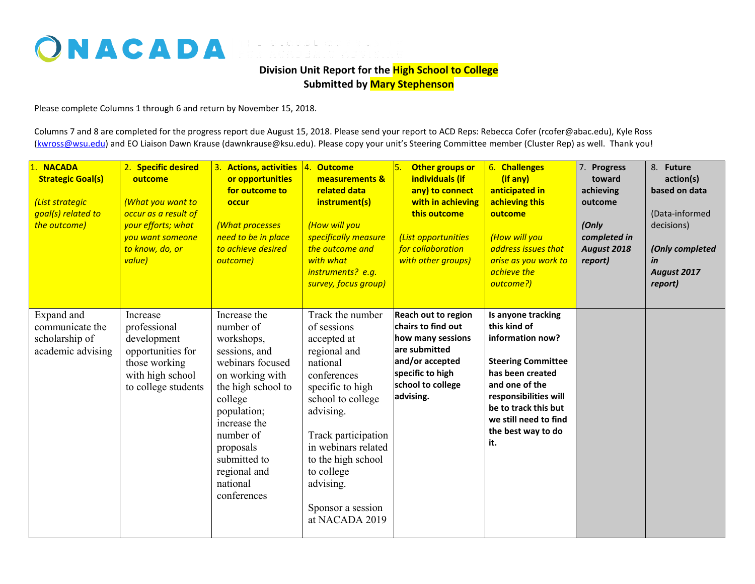NACADA

**Division Unit Report for the High School to College**
**Submitted by Mary Stephenson**

Please complete Columns 1 through 6 and return by November 15, 2018.

Columns 7 and 8 are completed for the progress report due August 15, 2018. Please send your report to ACD Reps: Rebecca Cofer (rcofer@abac.edu), Kyle Ross (kwross@wsu.edu) and EO Liaison Dawn Krause (dawnkrause@ksu.edu). Please copy your unit's Steering Committee member (Cluster Rep) as well. Thank you!

| 1. **NACADA Strategic Goal(s)** *(List strategic goal(s) related to the outcome)* | 2. **Specific desired outcome** *(What you want to occur as a result of your efforts; what you want someone to know, do, or value)* | 3. **Actions, activities or opportunities for outcome to occur** *(What processes need to be in place to achieve desired outcome)* | 4. **Outcome measurements & related data instrument(s)** *(How will you specifically measure the outcome and with what instruments? e.g. survey, focus group)* | 5. **Other groups or individuals (if any) to connect with in achieving this outcome** *(List opportunities for collaboration with other groups)* | 6. **Challenges (if any) anticipated in achieving this outcome** *(How will you address issues that arise as you work to achieve the outcome?)* | 7. **Progress toward achieving outcome** ***(Only completed in August 2018 report)*** | 8. **Future action(s) based on data** (Data-informed decisions) ***(Only completed in August 2017 report)*** |
|---|---|---|---|---|---|---|---|
| Expand and communicate the scholarship of academic advising | Increase professional development opportunities for those working with high school to college students | Increase the number of workshops, sessions, and webinars focused on working with the high school to college population; increase the number of proposals submitted to regional and national conferences | Track the number of sessions accepted at regional and national conferences specific to high school to college advising.<br><br>Track participation in webinars related to the high school to college advising.<br><br>Sponsor a session at NACADA 2019 | **Reach out to region chairs to find out how many sessions are submitted and/or accepted specific to high school to college advising.** | **Is anyone tracking this kind of information now?**<br><br>**Steering Committee has been created and one of the responsibilities will be to track this but we still need to find the best way to do it.** | | |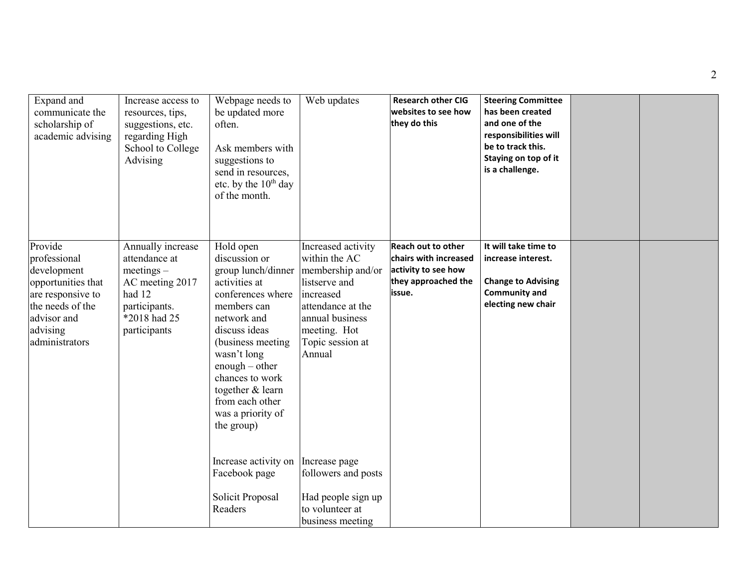| | | | | | | | |
|---|---|---|---|---|---|---|---|
| Expand and communicate the scholarship of academic advising | Increase access to resources, tips, suggestions, etc. regarding High School to College Advising | Webpage needs to be updated more often.<br><br>Ask members with suggestions to send in resources, etc. by the 10th day of the month. | Web updates | **Research other CIG websites to see how they do this** | **Steering Committee has been created and one of the responsibilities will be to track this. Staying on top of it is a challenge.** | | |
| Provide professional development opportunities that are responsive to the needs of the advisor and advising administrators | Annually increase attendance at meetings – AC meeting 2017 had 12 participants. *2018 had 25 participants | Hold open discussion or group lunch/dinner activities at conferences where members can network and discuss ideas (business meeting wasn't long enough – other chances to work together & learn from each other was a priority of the group)<br><br>Increase activity on Facebook page<br><br>Solicit Proposal Readers | Increased activity within the AC membership and/or listserve and increased attendance at the annual business meeting. Hot Topic session at Annual<br><br>Increase page followers and posts<br><br>Had people sign up to volunteer at business meeting | **Reach out to other chairs with increased activity to see how they approached the issue.** | **It will take time to increase interest.**<br><br>**Change to Advising Community and electing new chair** | | |